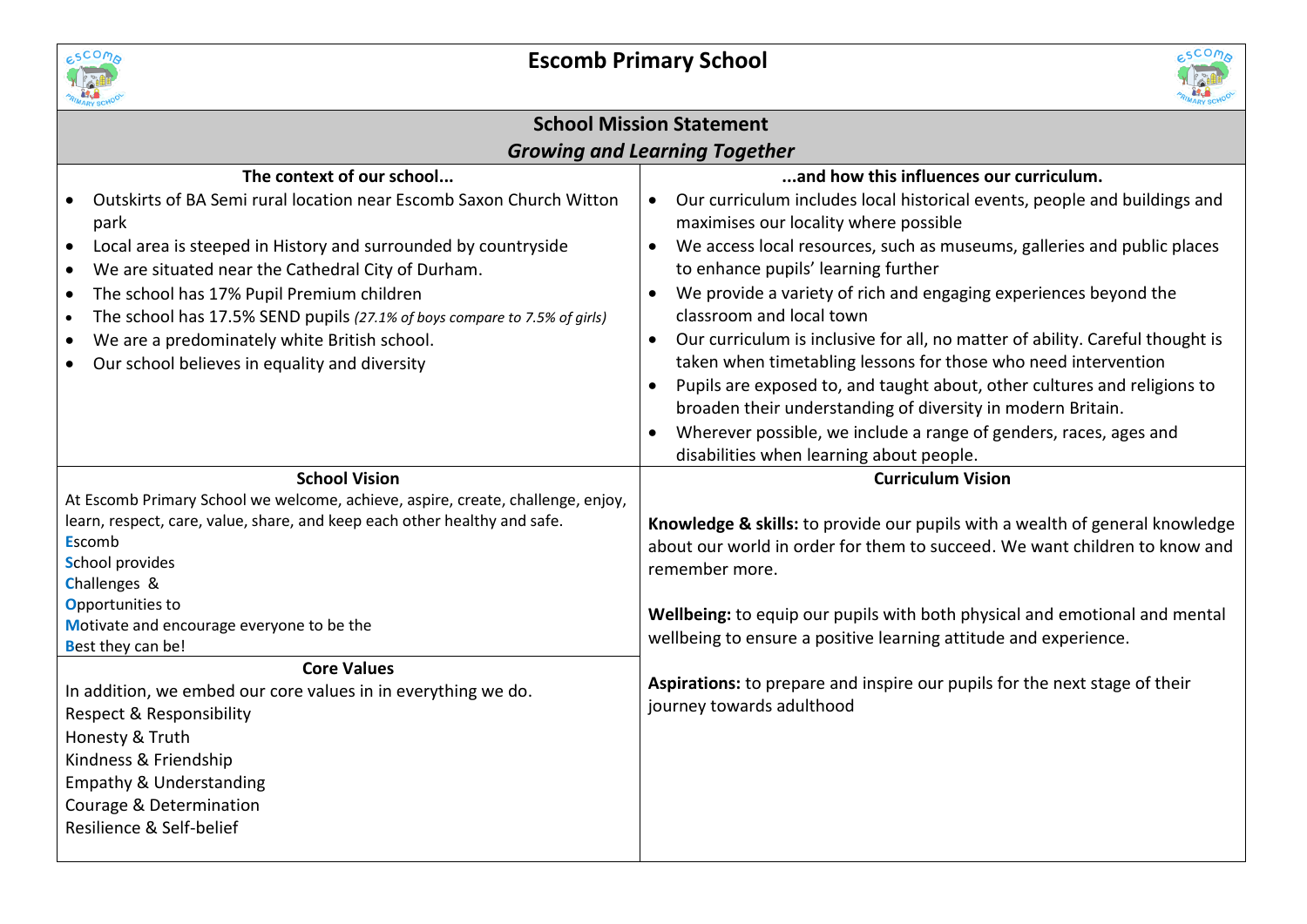# Escomb Primary School

## School Mission Statement

***Growing and Learning Together***

### The context of our school...

- Outskirts of BA Semi rural location near Escomb Saxon Church Witton park
- Local area is steeped in History and surrounded by countryside
- We are situated near the Cathedral City of Durham.
- The school has 17% Pupil Premium children
- The school has 17.5% SEND pupils *(27.1% of boys compare to 7.5% of girls)*
- We are a predominately white British school.
- Our school believes in equality and diversity

### ...and how this influences our curriculum.

- Our curriculum includes local historical events, people and buildings and maximises our locality where possible
- We access local resources, such as museums, galleries and public places to enhance pupils' learning further
- We provide a variety of rich and engaging experiences beyond the classroom and local town
- Our curriculum is inclusive for all, no matter of ability. Careful thought is taken when timetabling lessons for those who need intervention
- Pupils are exposed to, and taught about, other cultures and religions to broaden their understanding of diversity in modern Britain.
- Wherever possible, we include a range of genders, races, ages and disabilities when learning about people.

### School Vision

At Escomb Primary School we welcome, achieve, aspire, create, challenge, enjoy, learn, respect, care, value, share, and keep each other healthy and safe.

**E**scomb
**S**chool provides
**C**hallenges &
**O**pportunities to
**M**otivate and encourage everyone to be the
**B**est they can be!

### Core Values

In addition, we embed our core values in in everything we do.

Respect & Responsibility
Honesty & Truth
Kindness & Friendship
Empathy & Understanding
Courage & Determination
Resilience & Self-belief

### Curriculum Vision

**Knowledge & skills:** to provide our pupils with a wealth of general knowledge about our world in order for them to succeed. We want children to know and remember more.

**Wellbeing:** to equip our pupils with both physical and emotional and mental wellbeing to ensure a positive learning attitude and experience.

**Aspirations:** to prepare and inspire our pupils for the next stage of their journey towards adulthood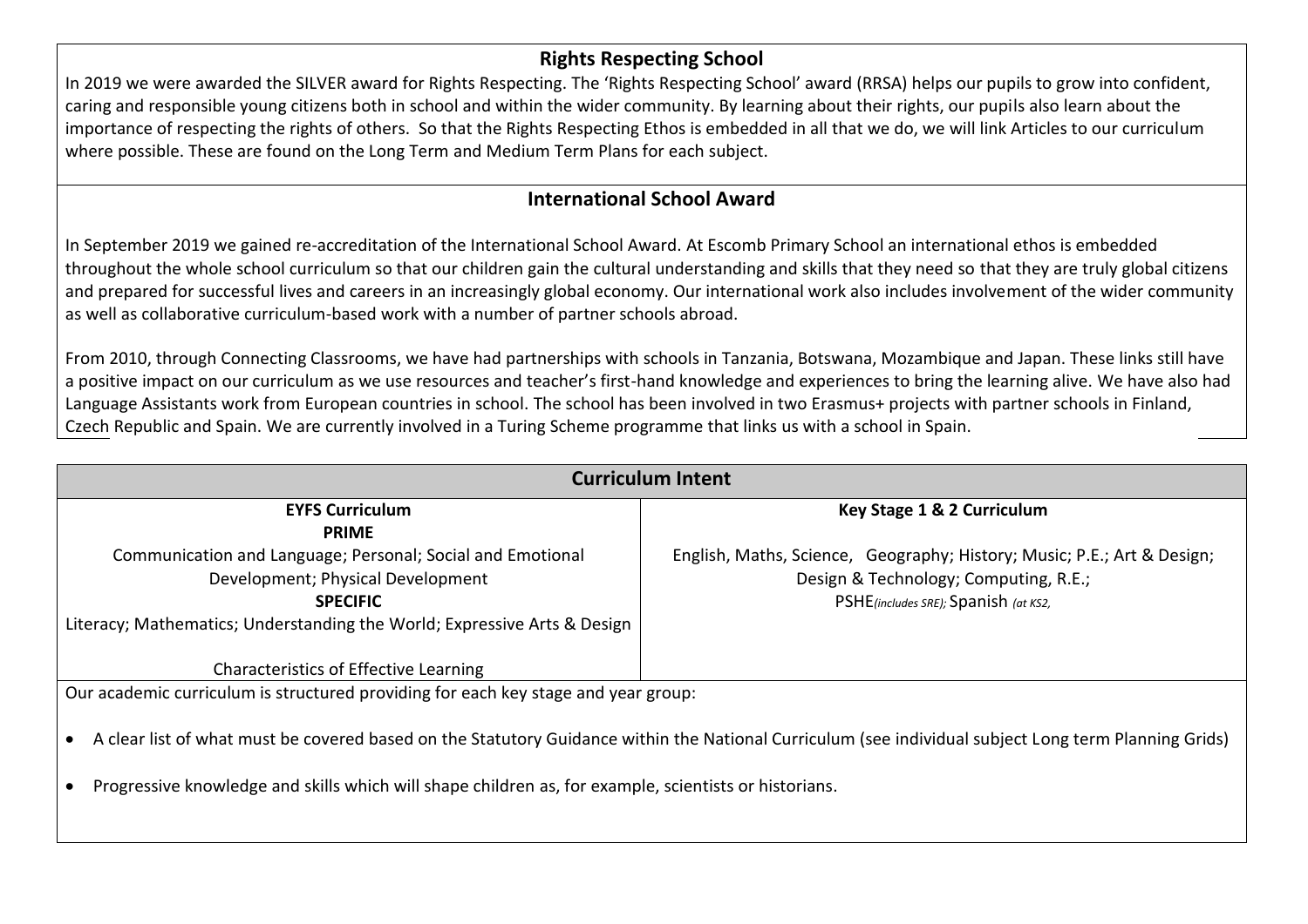## Rights Respecting School

In 2019 we were awarded the SILVER award for Rights Respecting. The 'Rights Respecting School' award (RRSA) helps our pupils to grow into confident, caring and responsible young citizens both in school and within the wider community. By learning about their rights, our pupils also learn about the importance of respecting the rights of others. So that the Rights Respecting Ethos is embedded in all that we do, we will link Articles to our curriculum where possible. These are found on the Long Term and Medium Term Plans for each subject.

## International School Award

In September 2019 we gained re-accreditation of the International School Award. At Escomb Primary School an international ethos is embedded throughout the whole school curriculum so that our children gain the cultural understanding and skills that they need so that they are truly global citizens and prepared for successful lives and careers in an increasingly global economy. Our international work also includes involvement of the wider community as well as collaborative curriculum-based work with a number of partner schools abroad.

From 2010, through Connecting Classrooms, we have had partnerships with schools in Tanzania, Botswana, Mozambique and Japan. These links still have a positive impact on our curriculum as we use resources and teacher's first-hand knowledge and experiences to bring the learning alive. We have also had Language Assistants work from European countries in school. The school has been involved in two Erasmus+ projects with partner schools in Finland, Czech Republic and Spain. We are currently involved in a Turing Scheme programme that links us with a school in Spain.

## Curriculum Intent

| EYFS Curriculum | Key Stage 1 & 2 Curriculum |
|---|---|
| **PRIME**<br>Communication and Language; Personal; Social and Emotional Development; Physical Development<br>**SPECIFIC**<br>Literacy; Mathematics; Understanding the World; Expressive Arts & Design<br><br>Characteristics of Effective Learning | English, Maths, Science, Geography; History; Music; P.E.; Art & Design; Design & Technology; Computing, R.E.;<br>PSHE*(includes SRE)*; Spanish *(at KS2,* |

Our academic curriculum is structured providing for each key stage and year group:

- A clear list of what must be covered based on the Statutory Guidance within the National Curriculum (see individual subject Long term Planning Grids)
- Progressive knowledge and skills which will shape children as, for example, scientists or historians.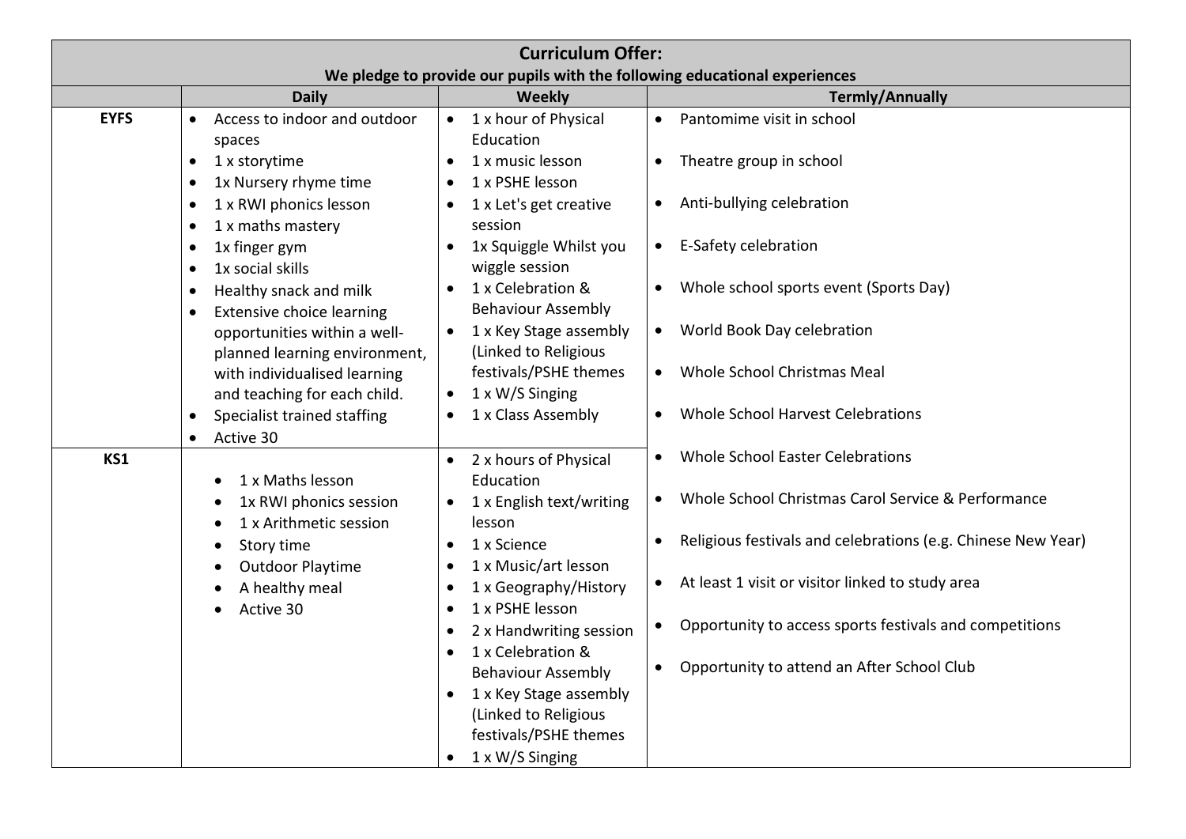| Curriculum Offer: We pledge to provide our pupils with the following educational experiences | | | |
|---|---|---|---|
| | **Daily** | **Weekly** | **Termly/Annually** |
| **EYFS** | • Access to indoor and outdoor spaces<br>• 1 x storytime<br>• 1x Nursery rhyme time<br>• 1 x RWI phonics lesson<br>• 1 x maths mastery<br>• 1x finger gym<br>• 1x social skills<br>• Healthy snack and milk<br>• Extensive choice learning opportunities within a well-planned learning environment, with individualised learning and teaching for each child.<br>• Specialist trained staffing<br>• Active 30 | • 1 x hour of Physical Education<br>• 1 x music lesson<br>• 1 x PSHE lesson<br>• 1 x Let's get creative session<br>• 1x Squiggle Whilst you wiggle session<br>• 1 x Celebration & Behaviour Assembly<br>• 1 x Key Stage assembly (Linked to Religious festivals/PSHE themes<br>• 1 x W/S Singing<br>• 1 x Class Assembly | • Pantomime visit in school<br>• Theatre group in school<br>• Anti-bullying celebration<br>• E-Safety celebration<br>• Whole school sports event (Sports Day)<br>• World Book Day celebration<br>• Whole School Christmas Meal<br>• Whole School Harvest Celebrations<br>• Whole School Easter Celebrations<br>• Whole School Christmas Carol Service & Performance<br>• Religious festivals and celebrations (e.g. Chinese New Year)<br>• At least 1 visit or visitor linked to study area<br>• Opportunity to access sports festivals and competitions<br>• Opportunity to attend an After School Club |
| **KS1** | • 1 x Maths lesson<br>• 1x RWI phonics session<br>• 1 x Arithmetic session<br>• Story time<br>• Outdoor Playtime<br>• A healthy meal<br>• Active 30 | • 2 x hours of Physical Education<br>• 1 x English text/writing lesson<br>• 1 x Science<br>• 1 x Music/art lesson<br>• 1 x Geography/History<br>• 1 x PSHE lesson<br>• 2 x Handwriting session<br>• 1 x Celebration & Behaviour Assembly<br>• 1 x Key Stage assembly (Linked to Religious festivals/PSHE themes<br>• 1 x W/S Singing | |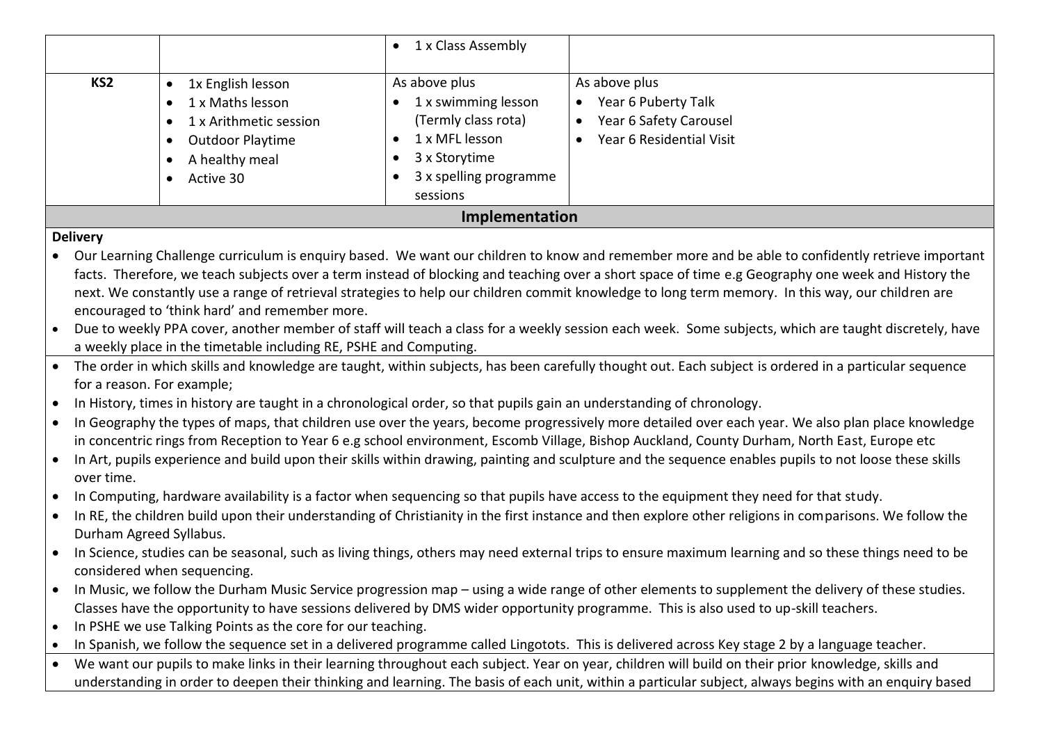|  |  | • 1 x Class Assembly |  |
|---|---|---|---|
| **KS2** | • 1x English lesson<br>• 1 x Maths lesson<br>• 1 x Arithmetic session<br>• Outdoor Playtime<br>• A healthy meal<br>• Active 30 | As above plus<br>• 1 x swimming lesson (Termly class rota)<br>• 1 x MFL lesson<br>• 3 x Storytime<br>• 3 x spelling programme sessions | As above plus<br>• Year 6 Puberty Talk<br>• Year 6 Safety Carousel<br>• Year 6 Residential Visit |

## Implementation

**Delivery**

- Our Learning Challenge curriculum is enquiry based. We want our children to know and remember more and be able to confidently retrieve important facts. Therefore, we teach subjects over a term instead of blocking and teaching over a short space of time e.g Geography one week and History the next. We constantly use a range of retrieval strategies to help our children commit knowledge to long term memory. In this way, our children are encouraged to 'think hard' and remember more.
- Due to weekly PPA cover, another member of staff will teach a class for a weekly session each week. Some subjects, which are taught discretely, have a weekly place in the timetable including RE, PSHE and Computing.
- The order in which skills and knowledge are taught, within subjects, has been carefully thought out. Each subject is ordered in a particular sequence for a reason. For example;
- In History, times in history are taught in a chronological order, so that pupils gain an understanding of chronology.
- In Geography the types of maps, that children use over the years, become progressively more detailed over each year. We also plan place knowledge in concentric rings from Reception to Year 6 e.g school environment, Escomb Village, Bishop Auckland, County Durham, North East, Europe etc
- In Art, pupils experience and build upon their skills within drawing, painting and sculpture and the sequence enables pupils to not loose these skills over time.
- In Computing, hardware availability is a factor when sequencing so that pupils have access to the equipment they need for that study.
- In RE, the children build upon their understanding of Christianity in the first instance and then explore other religions in comparisons. We follow the Durham Agreed Syllabus.
- In Science, studies can be seasonal, such as living things, others may need external trips to ensure maximum learning and so these things need to be considered when sequencing.
- In Music, we follow the Durham Music Service progression map – using a wide range of other elements to supplement the delivery of these studies. Classes have the opportunity to have sessions delivered by DMS wider opportunity programme. This is also used to up-skill teachers.
- In PSHE we use Talking Points as the core for our teaching.
- In Spanish, we follow the sequence set in a delivered programme called Lingotots. This is delivered across Key stage 2 by a language teacher.
- We want our pupils to make links in their learning throughout each subject. Year on year, children will build on their prior knowledge, skills and understanding in order to deepen their thinking and learning. The basis of each unit, within a particular subject, always begins with an enquiry based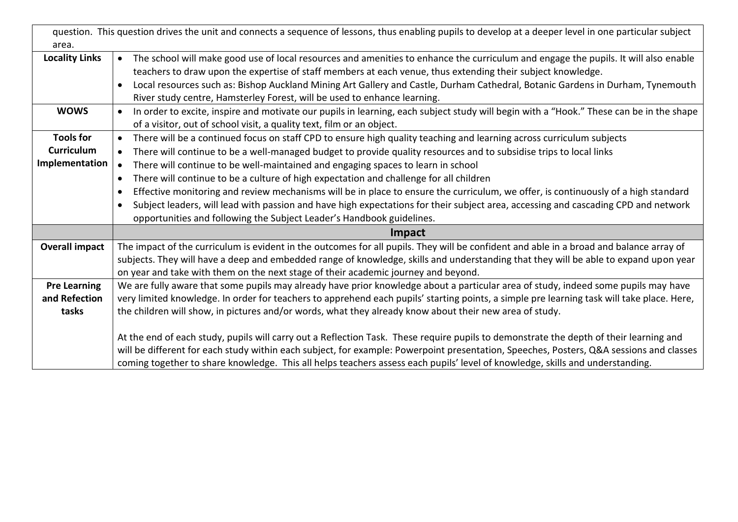| | |
|---|---|
| | question. This question drives the unit and connects a sequence of lessons, thus enabling pupils to develop at a deeper level in one particular subject area. |
| **Locality Links** | • The school will make good use of local resources and amenities to enhance the curriculum and engage the pupils. It will also enable teachers to draw upon the expertise of staff members at each venue, thus extending their subject knowledge.<br>• Local resources such as: Bishop Auckland Mining Art Gallery and Castle, Durham Cathedral, Botanic Gardens in Durham, Tynemouth River study centre, Hamsterley Forest, will be used to enhance learning. |
| **WOWS** | • In order to excite, inspire and motivate our pupils in learning, each subject study will begin with a "Hook." These can be in the shape of a visitor, out of school visit, a quality text, film or an object. |
| **Tools for Curriculum Implementation** | • There will be a continued focus on staff CPD to ensure high quality teaching and learning across curriculum subjects<br>• There will continue to be a well-managed budget to provide quality resources and to subsidise trips to local links<br>• There will continue to be well-maintained and engaging spaces to learn in school<br>• There will continue to be a culture of high expectation and challenge for all children<br>• Effective monitoring and review mechanisms will be in place to ensure the curriculum, we offer, is continuously of a high standard<br>• Subject leaders, will lead with passion and have high expectations for their subject area, accessing and cascading CPD and network opportunities and following the Subject Leader's Handbook guidelines. |
| | **Impact** |
| **Overall impact** | The impact of the curriculum is evident in the outcomes for all pupils. They will be confident and able in a broad and balance array of subjects. They will have a deep and embedded range of knowledge, skills and understanding that they will be able to expand upon year on year and take with them on the next stage of their academic journey and beyond. |
| **Pre Learning and Refection tasks** | We are fully aware that some pupils may already have prior knowledge about a particular area of study, indeed some pupils may have very limited knowledge. In order for teachers to apprehend each pupils' starting points, a simple pre learning task will take place. Here, the children will show, in pictures and/or words, what they already know about their new area of study.<br><br>At the end of each study, pupils will carry out a Reflection Task. These require pupils to demonstrate the depth of their learning and will be different for each study within each subject, for example: Powerpoint presentation, Speeches, Posters, Q&A sessions and classes coming together to share knowledge. This all helps teachers assess each pupils' level of knowledge, skills and understanding. |